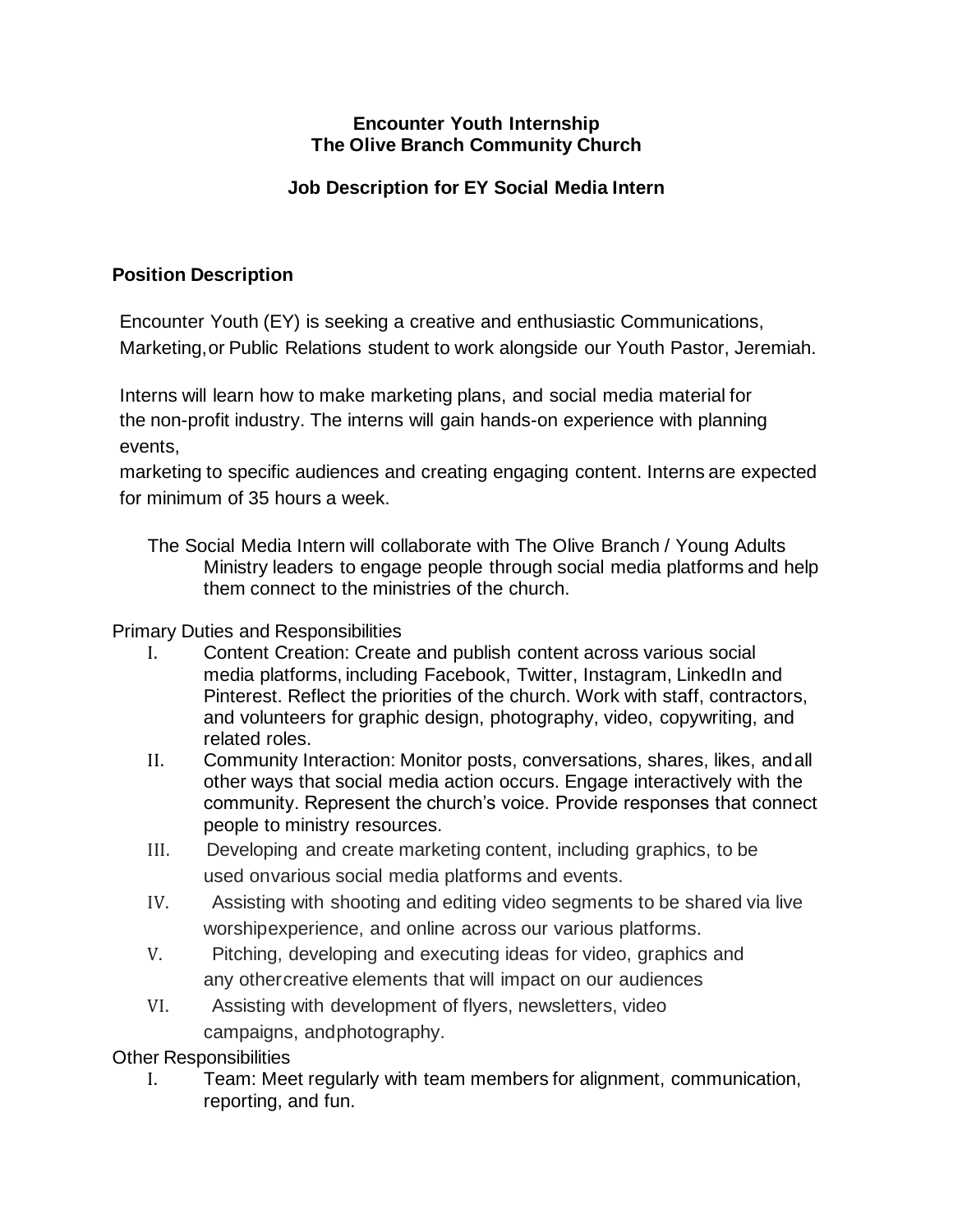**Encounter Youth Internship**
**The Olive Branch Community Church**

**Job Description for EY Social Media Intern**

## Position Description

Encounter Youth (EY) is seeking a creative and enthusiastic Communications, Marketing, or Public Relations student to work alongside our Youth Pastor, Jeremiah.

Interns will learn how to make marketing plans, and social media material for the non-profit industry. The interns will gain hands-on experience with planning events,
marketing to specific audiences and creating engaging content. Interns are expected for minimum of 35 hours a week.

The Social Media Intern will collaborate with The Olive Branch / Young Adults Ministry leaders to engage people through social media platforms and help them connect to the ministries of the church.

Primary Duties and Responsibilities

I. Content Creation: Create and publish content across various social media platforms, including Facebook, Twitter, Instagram, LinkedIn and Pinterest. Reflect the priorities of the church. Work with staff, contractors, and volunteers for graphic design, photography, video, copywriting, and related roles.
II. Community Interaction: Monitor posts, conversations, shares, likes, andall other ways that social media action occurs. Engage interactively with the community. Represent the church's voice. Provide responses that connect people to ministry resources.
III. Developing and create marketing content, including graphics, to be used onvarious social media platforms and events.
IV. Assisting with shooting and editing video segments to be shared via live worshipexperience, and online across our various platforms.
V. Pitching, developing and executing ideas for video, graphics and any othercreative elements that will impact on our audiences
VI. Assisting with development of flyers, newsletters, video campaigns, andphotography.

Other Responsibilities

I. Team: Meet regularly with team members for alignment, communication, reporting, and fun.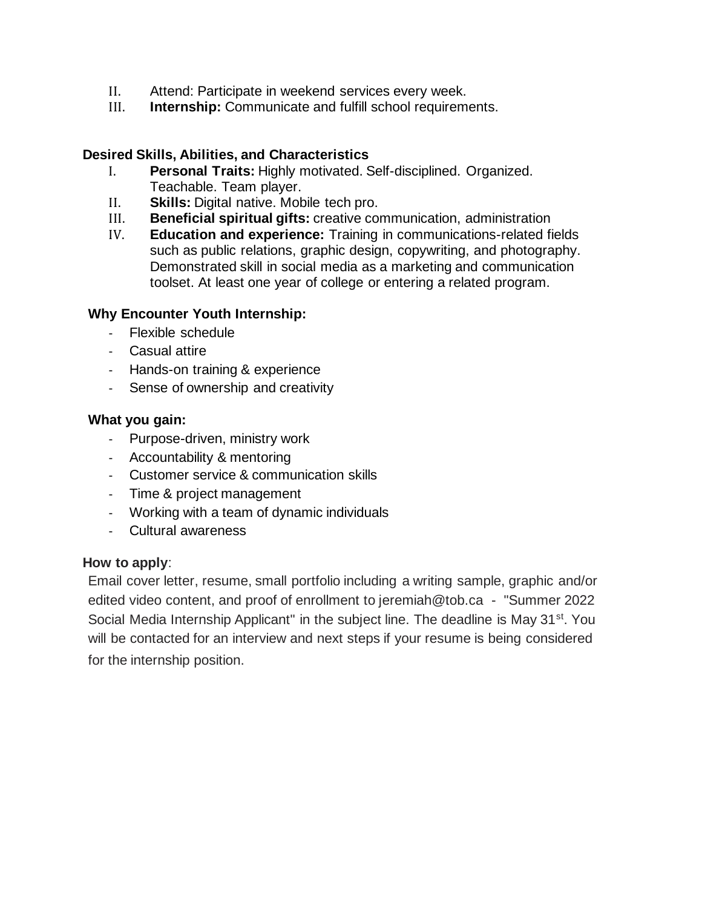II. Attend: Participate in weekend services every week.
III. **Internship:** Communicate and fulfill school requirements.

### Desired Skills, Abilities, and Characteristics

I. **Personal Traits:** Highly motivated. Self-disciplined. Organized. Teachable. Team player.
II. **Skills:** Digital native. Mobile tech pro.
III. **Beneficial spiritual gifts:** creative communication, administration
IV. **Education and experience:** Training in communications-related fields such as public relations, graphic design, copywriting, and photography. Demonstrated skill in social media as a marketing and communication toolset. At least one year of college or entering a related program.

### Why Encounter Youth Internship:

- Flexible schedule
- Casual attire
- Hands-on training & experience
- Sense of ownership and creativity

### What you gain:

- Purpose-driven, ministry work
- Accountability & mentoring
- Customer service & communication skills
- Time & project management
- Working with a team of dynamic individuals
- Cultural awareness

**How to apply**:

Email cover letter, resume, small portfolio including a writing sample, graphic and/or edited video content, and proof of enrollment to jeremiah@tob.ca - "Summer 2022 Social Media Internship Applicant" in the subject line. The deadline is May 31st. You will be contacted for an interview and next steps if your resume is being considered for the internship position.